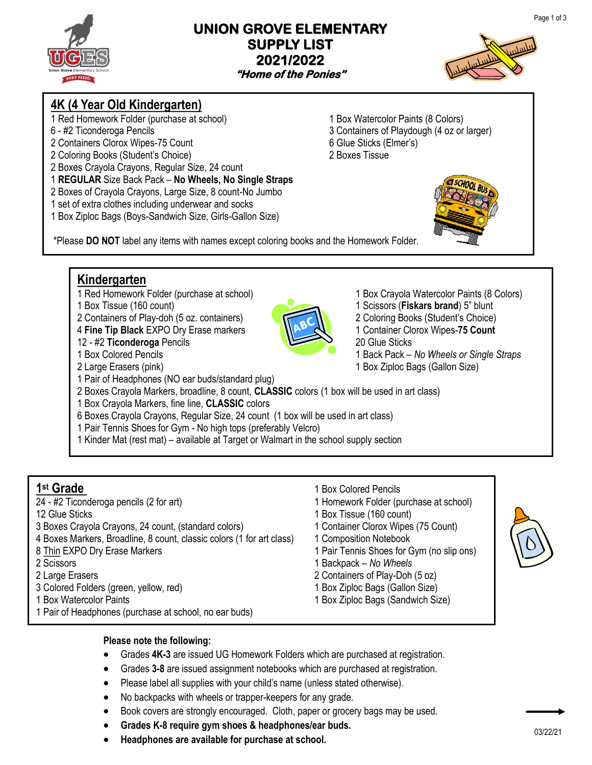# UNION GROVE ELEMENTARY
# SUPPLY LIST
# 2021/2022
***"Home of the Ponies"***

## 4K (4 Year Old Kindergarten)

- 1 Red Homework Folder (purchase at school)
- 6 - #2 Ticonderoga Pencils
- 2 Containers Clorox Wipes-75 Count
- 2 Coloring Books (Student's Choice)
- 2 Boxes Crayola Crayons, Regular Size, 24 count
- 1 **REGULAR** Size Back Pack – **No Wheels, No Single Straps**
- 2 Boxes of Crayola Crayons, Large Size, 8 count-No Jumbo
- 1 set of extra clothes including underwear and socks
- 1 Box Ziploc Bags (Boys-Sandwich Size, Girls-Gallon Size)
- 1 Box Watercolor Paints (8 Colors)
- 3 Containers of Playdough (4 oz or larger)
- 6 Glue Sticks (Elmer's)
- 2 Boxes Tissue

*Please **DO NOT** label any items with names except coloring books and the Homework Folder.

## Kindergarten

- 1 Red Homework Folder (purchase at school)
- 1 Box Tissue (160 count)
- 2 Containers of Play-doh (5 oz. containers)
- 4 **Fine Tip Black** EXPO Dry Erase markers
- 12 - #2 **Ticonderoga** Pencils
- 1 Box Colored Pencils
- 2 Large Erasers (pink)
- 1 Box Crayola Watercolor Paints (8 Colors)
- 1 Scissors (**Fiskars brand**) 5" blunt
- 2 Coloring Books (Student's Choice)
- 1 Container Clorox Wipes-**75 Count**
- 20 Glue Sticks
- 1 Back Pack – *No Wheels or Single Straps*
- 1 Box Ziploc Bags (Gallon Size)
- 1 Pair of Headphones (NO ear buds/standard plug)
- 2 Boxes Crayola Markers, broadline, 8 count, **CLASSIC** colors (1 box will be used in art class)
- 1 Box Crayola Markers, fine line, **CLASSIC** colors
- 6 Boxes Crayola Crayons, Regular Size, 24 count (1 box will be used in art class)
- 1 Pair Tennis Shoes for Gym - No high tops (preferably Velcro)
- 1 Kinder Mat (rest mat) – available at Target or Walmart in the school supply section

## 1st Grade

- 24 - #2 Ticonderoga pencils (2 for art)
- 12 Glue Sticks
- 3 Boxes Crayola Crayons, 24 count, (standard colors)
- 4 Boxes Markers, Broadline, 8 count, classic colors (1 for art class)
- 8 Thin EXPO Dry Erase Markers
- 2 Scissors
- 2 Large Erasers
- 3 Colored Folders (green, yellow, red)
- 1 Box Watercolor Paints
- 1 Pair of Headphones (purchase at school, no ear buds)
- 1 Box Colored Pencils
- 1 Homework Folder (purchase at school)
- 1 Box Tissue (160 count)
- 1 Container Clorox Wipes (75 Count)
- 1 Composition Notebook
- 1 Pair Tennis Shoes for Gym (no slip ons)
- 1 Backpack – *No Wheels*
- 2 Containers of Play-Doh (5 oz)
- 1 Box Ziploc Bags (Gallon Size)
- 1 Box Ziploc Bags (Sandwich Size)

**Please note the following:**

- Grades **4K-3** are issued UG Homework Folders which are purchased at registration.
- Grades **3-8** are issued assignment notebooks which are purchased at registration.
- Please label all supplies with your child's name (unless stated otherwise).
- No backpacks with wheels or trapper-keepers for any grade.
- Book covers are strongly encouraged. Cloth, paper or grocery bags may be used.
- **Grades K-8 require gym shoes & headphones/ear buds.**
- **Headphones are available for purchase at school.**

03/22/21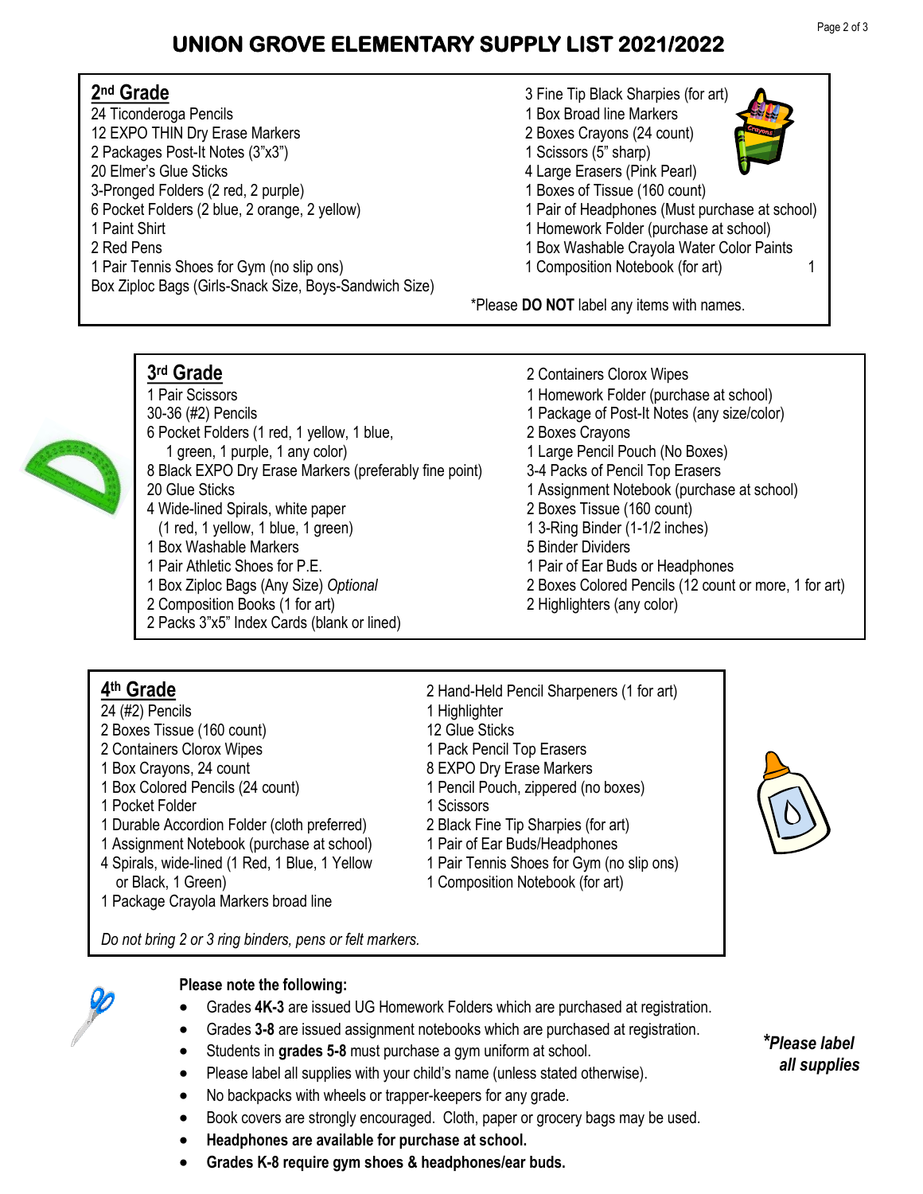# UNION GROVE ELEMENTARY SUPPLY LIST 2021/2022

## 2nd Grade

- 24 Ticonderoga Pencils
- 12 EXPO THIN Dry Erase Markers
- 2 Packages Post-It Notes (3"x3")
- 20 Elmer's Glue Sticks
- 3-Pronged Folders (2 red, 2 purple)
- 6 Pocket Folders (2 blue, 2 orange, 2 yellow)
- 1 Paint Shirt
- 2 Red Pens
- 1 Pair Tennis Shoes for Gym (no slip ons)
- Box Ziploc Bags (Girls-Snack Size, Boys-Sandwich Size)
- 3 Fine Tip Black Sharpies (for art)
- 1 Box Broad line Markers
- 2 Boxes Crayons (24 count)
- 1 Scissors (5" sharp)
- 4 Large Erasers (Pink Pearl)
- 1 Boxes of Tissue (160 count)
- 1 Pair of Headphones (Must purchase at school)
- 1 Homework Folder (purchase at school)
- 1 Box Washable Crayola Water Color Paints
- 1 Composition Notebook (for art) 1

*Please **DO NOT** label any items with names.

## 3rd Grade

- 1 Pair Scissors
- 30-36 (#2) Pencils
- 6 Pocket Folders (1 red, 1 yellow, 1 blue, 1 green, 1 purple, 1 any color)
- 8 Black EXPO Dry Erase Markers (preferably fine point)
- 20 Glue Sticks
- 4 Wide-lined Spirals, white paper (1 red, 1 yellow, 1 blue, 1 green)
- 1 Box Washable Markers
- 1 Pair Athletic Shoes for P.E.
- 1 Box Ziploc Bags (Any Size) *Optional*
- 2 Composition Books (1 for art)
- 2 Packs 3"x5" Index Cards (blank or lined)
- 2 Containers Clorox Wipes
- 1 Homework Folder (purchase at school)
- 1 Package of Post-It Notes (any size/color)
- 2 Boxes Crayons
- 1 Large Pencil Pouch (No Boxes)
- 3-4 Packs of Pencil Top Erasers
- 1 Assignment Notebook (purchase at school)
- 2 Boxes Tissue (160 count)
- 1 3-Ring Binder (1-1/2 inches)
- 5 Binder Dividers
- 1 Pair of Ear Buds or Headphones
- 2 Boxes Colored Pencils (12 count or more, 1 for art)
- 2 Highlighters (any color)

## 4th Grade

- 24 (#2) Pencils
- 2 Boxes Tissue (160 count)
- 2 Containers Clorox Wipes
- 1 Box Crayons, 24 count
- 1 Box Colored Pencils (24 count)
- 1 Pocket Folder
- 1 Durable Accordion Folder (cloth preferred)
- 1 Assignment Notebook (purchase at school)
- 4 Spirals, wide-lined (1 Red, 1 Blue, 1 Yellow or Black, 1 Green)
- 1 Package Crayola Markers broad line
- 2 Hand-Held Pencil Sharpeners (1 for art)
- 1 Highlighter
- 12 Glue Sticks
- 1 Pack Pencil Top Erasers
- 8 EXPO Dry Erase Markers
- 1 Pencil Pouch, zippered (no boxes)
- 1 Scissors
- 2 Black Fine Tip Sharpies (for art)
- 1 Pair of Ear Buds/Headphones
- 1 Pair Tennis Shoes for Gym (no slip ons)
- 1 Composition Notebook (for art)

*Do not bring 2 or 3 ring binders, pens or felt markers.*

**Please note the following:**

- Grades **4K-3** are issued UG Homework Folders which are purchased at registration.
- Grades **3-8** are issued assignment notebooks which are purchased at registration.
- Students in **grades 5-8** must purchase a gym uniform at school.
- Please label all supplies with your child's name (unless stated otherwise).
- No backpacks with wheels or trapper-keepers for any grade.
- Book covers are strongly encouraged. Cloth, paper or grocery bags may be used.
- **Headphones are available for purchase at school.**
- **Grades K-8 require gym shoes & headphones/ear buds.**

***Please label all supplies***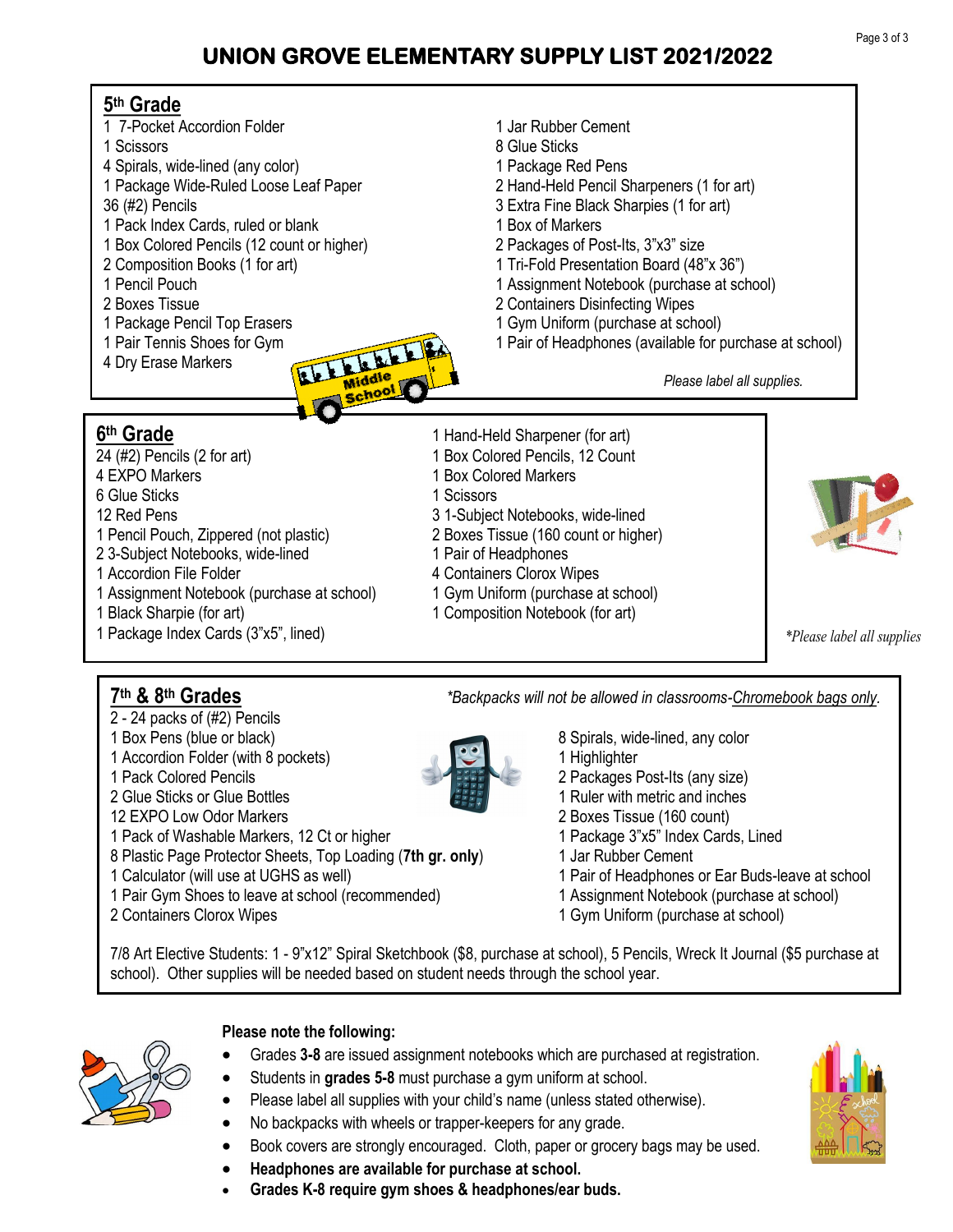// UNION GROVE ELEMENTARY SUPPLY LIST 2021/2022

## 5th Grade

- 1 7-Pocket Accordion Folder
- 1 Scissors
- 4 Spirals, wide-lined (any color)
- 1 Package Wide-Ruled Loose Leaf Paper
- 36 (#2) Pencils
- 1 Pack Index Cards, ruled or blank
- 1 Box Colored Pencils (12 count or higher)
- 2 Composition Books (1 for art)
- 1 Pencil Pouch
- 2 Boxes Tissue
- 1 Package Pencil Top Erasers
- 1 Pair Tennis Shoes for Gym
- 4 Dry Erase Markers
- 1 Jar Rubber Cement
- 8 Glue Sticks
- 1 Package Red Pens
- 2 Hand-Held Pencil Sharpeners (1 for art)
- 3 Extra Fine Black Sharpies (1 for art)
- 1 Box of Markers
- 2 Packages of Post-Its, 3"x3" size
- 1 Tri-Fold Presentation Board (48"x 36")
- 1 Assignment Notebook (purchase at school)
- 2 Containers Disinfecting Wipes
- 1 Gym Uniform (purchase at school)
- 1 Pair of Headphones (available for purchase at school)

*Please label all supplies.*

## 6th Grade

- 24 (#2) Pencils (2 for art)
- 4 EXPO Markers
- 6 Glue Sticks
- 12 Red Pens
- 1 Pencil Pouch, Zippered (not plastic)
- 2 3-Subject Notebooks, wide-lined
- 1 Accordion File Folder
- 1 Assignment Notebook (purchase at school)
- 1 Black Sharpie (for art)
- 1 Package Index Cards (3"x5", lined)
- 1 Hand-Held Sharpener (for art)
- 1 Box Colored Pencils, 12 Count
- 1 Box Colored Markers
- 1 Scissors
- 3 1-Subject Notebooks, wide-lined
- 2 Boxes Tissue (160 count or higher)
- 1 Pair of Headphones
- 4 Containers Clorox Wipes
- 1 Gym Uniform (purchase at school)
- 1 Composition Notebook (for art)

*\*Please label all supplies*

## 7th & 8th Grades

*\*Backpacks will not be allowed in classrooms-Chromebook bags only.*

- 2 - 24 packs of (#2) Pencils
- 1 Box Pens (blue or black)
- 1 Accordion Folder (with 8 pockets)
- 1 Pack Colored Pencils
- 2 Glue Sticks or Glue Bottles
- 12 EXPO Low Odor Markers
- 1 Pack of Washable Markers, 12 Ct or higher
- 8 Plastic Page Protector Sheets, Top Loading (**7th gr. only**)
- 1 Calculator (will use at UGHS as well)
- 1 Pair Gym Shoes to leave at school (recommended)
- 2 Containers Clorox Wipes
- 8 Spirals, wide-lined, any color
- 1 Highlighter
- 2 Packages Post-Its (any size)
- 1 Ruler with metric and inches
- 2 Boxes Tissue (160 count)
- 1 Package 3"x5" Index Cards, Lined
- 1 Jar Rubber Cement
- 1 Pair of Headphones or Ear Buds-leave at school
- 1 Assignment Notebook (purchase at school)
- 1 Gym Uniform (purchase at school)

7/8 Art Elective Students: 1 - 9"x12" Spiral Sketchbook ($8, purchase at school), 5 Pencils, Wreck It Journal ($5 purchase at school). Other supplies will be needed based on student needs through the school year.

**Please note the following:**

- Grades **3-8** are issued assignment notebooks which are purchased at registration.
- Students in **grades 5-8** must purchase a gym uniform at school.
- Please label all supplies with your child's name (unless stated otherwise).
- No backpacks with wheels or trapper-keepers for any grade.
- Book covers are strongly encouraged. Cloth, paper or grocery bags may be used.
- **Headphones are available for purchase at school.**
- **Grades K-8 require gym shoes & headphones/ear buds.**